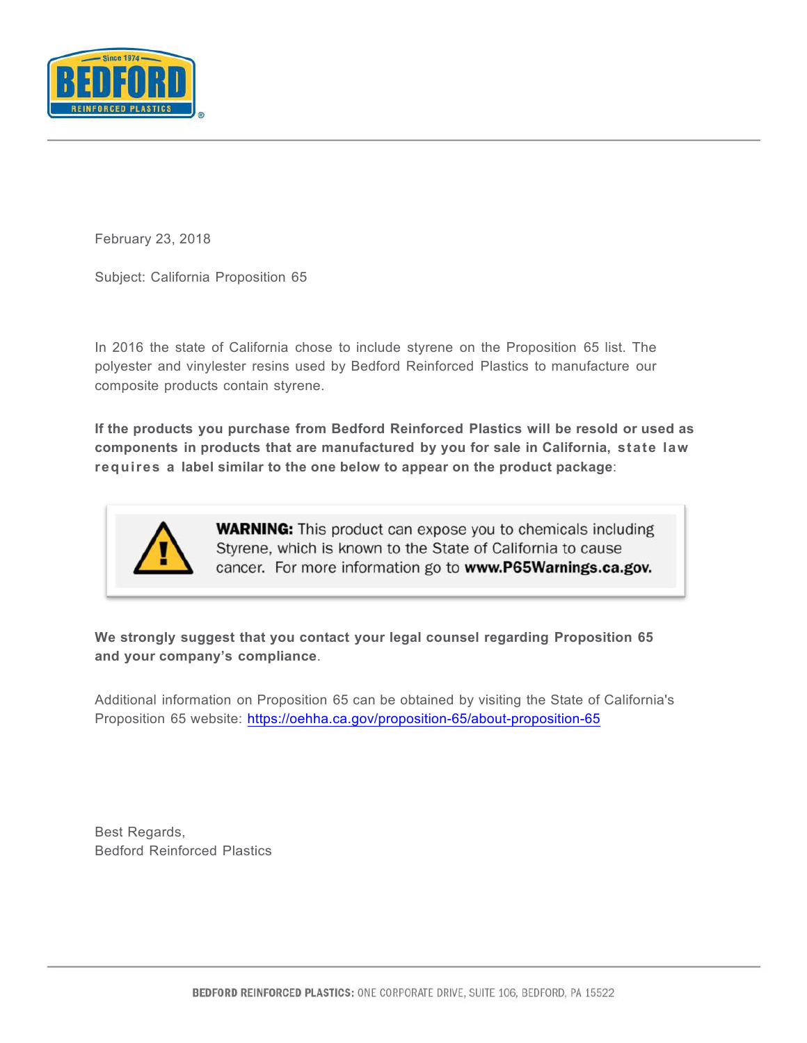BEDFORD
Since 1974
REINFORCED PLASTICS

February 23, 2018

Subject: California Proposition 65

In 2016 the state of California chose to include styrene on the Proposition 65 list. The polyester and vinylester resins used by Bedford Reinforced Plastics to manufacture our composite products contain styrene.

**If the products you purchase from Bedford Reinforced Plastics will be resold or used as components in products that are manufactured by you for sale in California, state law requires a label similar to the one below to appear on the product package**:

> ⚠ **WARNING:** This product can expose you to chemicals including Styrene, which is known to the State of California to cause cancer. For more information go to **www.P65Warnings.ca.gov.**

**We strongly suggest that you contact your legal counsel regarding Proposition 65 and your company's compliance**.

Additional information on Proposition 65 can be obtained by visiting the State of California's Proposition 65 website: https://oehha.ca.gov/proposition-65/about-proposition-65

Best Regards,
Bedford Reinforced Plastics

**BEDFORD REINFORCED PLASTICS:** ONE CORPORATE DRIVE, SUITE 106, BEDFORD, PA 15522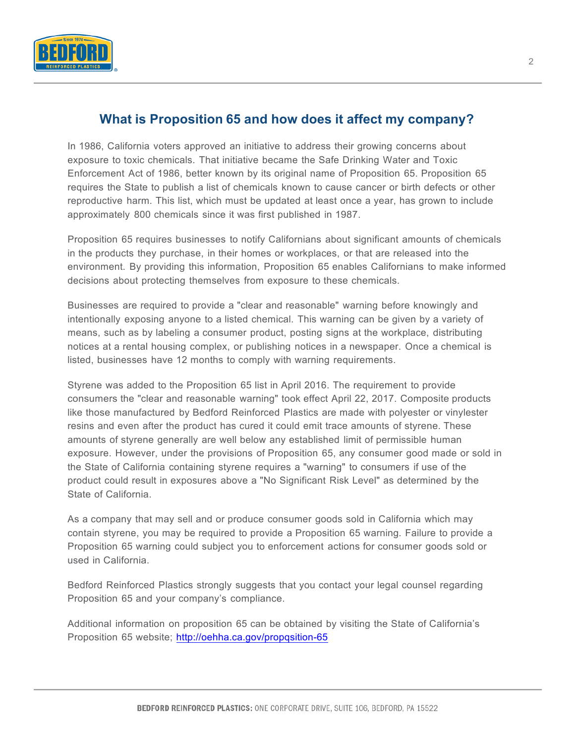## What is Proposition 65 and how does it affect my company?

In 1986, California voters approved an initiative to address their growing concerns about exposure to toxic chemicals. That initiative became the Safe Drinking Water and Toxic Enforcement Act of 1986, better known by its original name of Proposition 65. Proposition 65 requires the State to publish a list of chemicals known to cause cancer or birth defects or other reproductive harm. This list, which must be updated at least once a year, has grown to include approximately 800 chemicals since it was first published in 1987.

Proposition 65 requires businesses to notify Californians about significant amounts of chemicals in the products they purchase, in their homes or workplaces, or that are released into the environment. By providing this information, Proposition 65 enables Californians to make informed decisions about protecting themselves from exposure to these chemicals.

Businesses are required to provide a "clear and reasonable" warning before knowingly and intentionally exposing anyone to a listed chemical. This warning can be given by a variety of means, such as by labeling a consumer product, posting signs at the workplace, distributing notices at a rental housing complex, or publishing notices in a newspaper. Once a chemical is listed, businesses have 12 months to comply with warning requirements.

Styrene was added to the Proposition 65 list in April 2016. The requirement to provide consumers the "clear and reasonable warning" took effect April 22, 2017. Composite products like those manufactured by Bedford Reinforced Plastics are made with polyester or vinylester resins and even after the product has cured it could emit trace amounts of styrene. These amounts of styrene generally are well below any established limit of permissible human exposure. However, under the provisions of Proposition 65, any consumer good made or sold in the State of California containing styrene requires a "warning" to consumers if use of the product could result in exposures above a "No Significant Risk Level" as determined by the State of California.

As a company that may sell and or produce consumer goods sold in California which may contain styrene, you may be required to provide a Proposition 65 warning. Failure to provide a Proposition 65 warning could subject you to enforcement actions for consumer goods sold or used in California.

Bedford Reinforced Plastics strongly suggests that you contact your legal counsel regarding Proposition 65 and your company's compliance.

Additional information on proposition 65 can be obtained by visiting the State of California's Proposition 65 website; http://oehha.ca.gov/propqsition-65